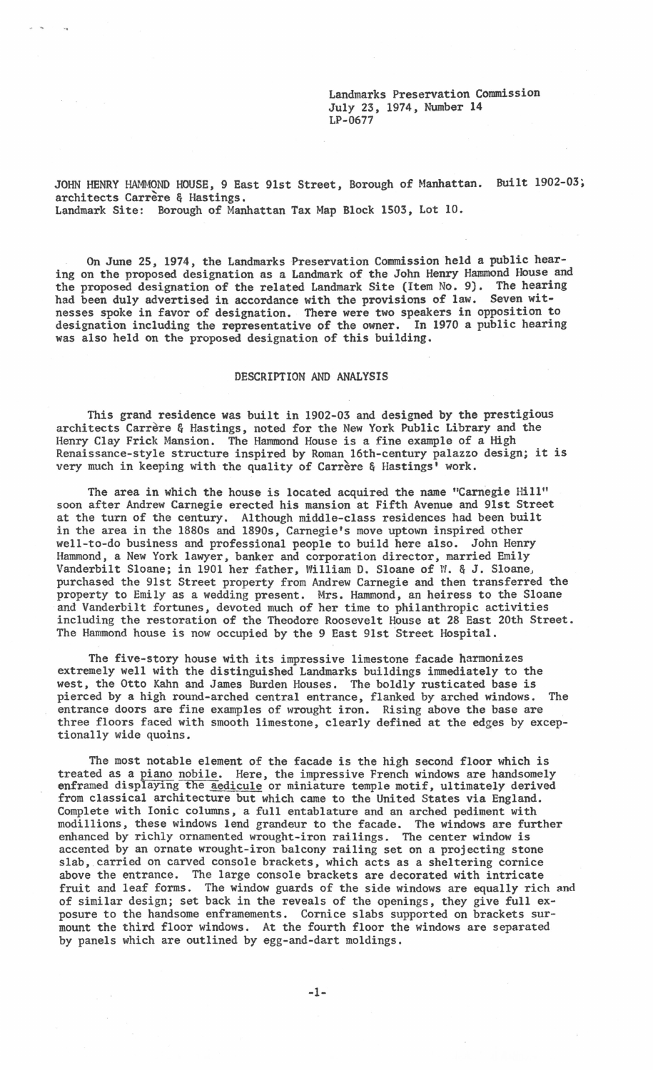Landmarks Preservation Commission
July 23, 1974, Number 14
LP-0677

JOHN HENRY HAMMOND HOUSE, 9 East 91st Street, Borough of Manhattan. Built 1902-03; architects Carrère & Hastings.
Landmark Site: Borough of Manhattan Tax Map Block 1503, Lot 10.

On June 25, 1974, the Landmarks Preservation Commission held a public hearing on the proposed designation as a Landmark of the John Henry Hammond House and the proposed designation of the related Landmark Site (Item No. 9). The hearing had been duly advertised in accordance with the provisions of law. Seven witnesses spoke in favor of designation. There were two speakers in opposition to designation including the representative of the owner. In 1970 a public hearing was also held on the proposed designation of this building.

## DESCRIPTION AND ANALYSIS

This grand residence was built in 1902-03 and designed by the prestigious architects Carrère & Hastings, noted for the New York Public Library and the Henry Clay Frick Mansion. The Hammond House is a fine example of a High Renaissance-style structure inspired by Roman 16th-century palazzo design; it is very much in keeping with the quality of Carrère & Hastings' work.

The area in which the house is located acquired the name "Carnegie Hill" soon after Andrew Carnegie erected his mansion at Fifth Avenue and 91st Street at the turn of the century. Although middle-class residences had been built in the area in the 1880s and 1890s, Carnegie's move uptown inspired other well-to-do business and professional people to build here also. John Henry Hammond, a New York lawyer, banker and corporation director, married Emily Vanderbilt Sloane; in 1901 her father, William D. Sloane of W. & J. Sloane, purchased the 91st Street property from Andrew Carnegie and then transferred the property to Emily as a wedding present. Mrs. Hammond, an heiress to the Sloane and Vanderbilt fortunes, devoted much of her time to philanthropic activities including the restoration of the Theodore Roosevelt House at 28 East 20th Street. The Hammond house is now occupied by the 9 East 91st Street Hospital.

The five-story house with its impressive limestone facade harmonizes extremely well with the distinguished Landmarks buildings immediately to the west, the Otto Kahn and James Burden Houses. The boldly rusticated base is pierced by a high round-arched central entrance, flanked by arched windows. The entrance doors are fine examples of wrought iron. Rising above the base are three floors faced with smooth limestone, clearly defined at the edges by exceptionally wide quoins.

The most notable element of the facade is the high second floor which is treated as a *piano nobile*. Here, the impressive French windows are handsomely enframed displaying the *aedicule* or miniature temple motif, ultimately derived from classical architecture but which came to the United States via England. Complete with Ionic columns, a full entablature and an arched pediment with modillions, these windows lend grandeur to the facade. The windows are further enhanced by richly ornamented wrought-iron railings. The center window is accented by an ornate wrought-iron balcony railing set on a projecting stone slab, carried on carved console brackets, which acts as a sheltering cornice above the entrance. The large console brackets are decorated with intricate fruit and leaf forms. The window guards of the side windows are equally rich and of similar design; set back in the reveals of the openings, they give full exposure to the handsome enframements. Cornice slabs supported on brackets surmount the third floor windows. At the fourth floor the windows are separated by panels which are outlined by egg-and-dart moldings.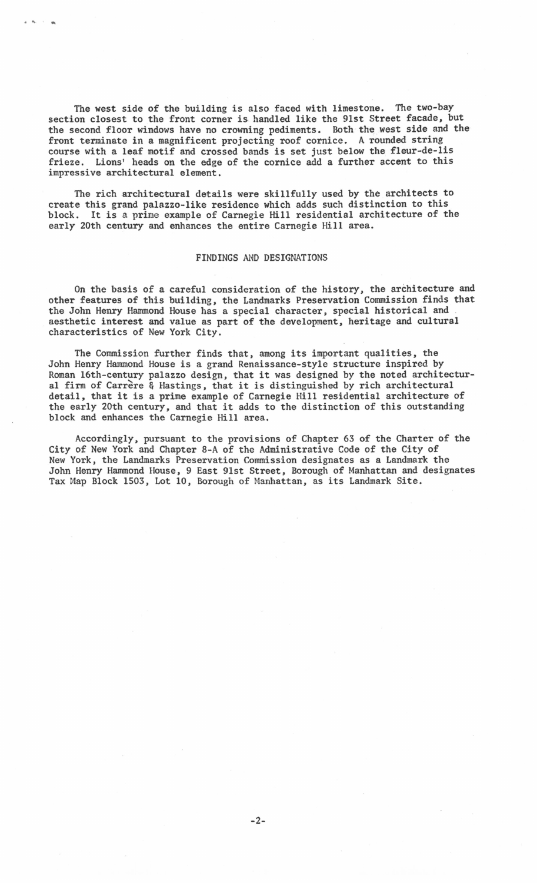The west side of the building is also faced with limestone. The two-bay section closest to the front corner is handled like the 91st Street facade, but the second floor windows have no crowning pediments. Both the west side and the front terminate in a magnificent projecting roof cornice. A rounded string course with a leaf motif and crossed bands is set just below the fleur-de-lis frieze. Lions' heads on the edge of the cornice add a further accent to this impressive architectural element.

The rich architectural details were skillfully used by the architects to create this grand palazzo-like residence which adds such distinction to this block. It is a prime example of Carnegie Hill residential architecture of the early 20th century and enhances the entire Carnegie Hill area.

## FINDINGS AND DESIGNATIONS

On the basis of a careful consideration of the history, the architecture and other features of this building, the Landmarks Preservation Commission finds that the John Henry Hammond House has a special character, special historical and aesthetic interest and value as part of the development, heritage and cultural characteristics of New York City.

The Commission further finds that, among its important qualities, the John Henry Hammond House is a grand Renaissance-style structure inspired by Roman 16th-century palazzo design, that it was designed by the noted architectural firm of Carrère & Hastings, that it is distinguished by rich architectural detail, that it is a prime example of Carnegie Hill residential architecture of the early 20th century, and that it adds to the distinction of this outstanding block and enhances the Carnegie Hill area.

Accordingly, pursuant to the provisions of Chapter 63 of the Charter of the City of New York and Chapter 8-A of the Administrative Code of the City of New York, the Landmarks Preservation Commission designates as a Landmark the John Henry Hammond House, 9 East 91st Street, Borough of Manhattan and designates Tax Map Block 1503, Lot 10, Borough of Manhattan, as its Landmark Site.